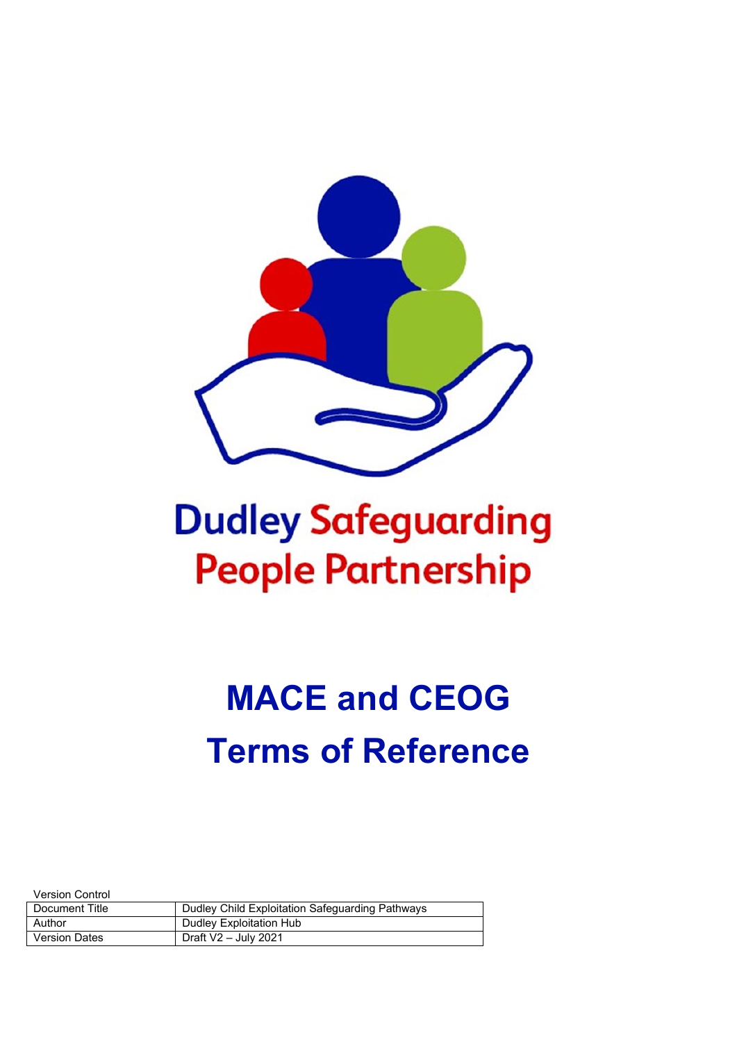Dudley Safeguarding People Partnership

# MACE and CEOG Terms of Reference

Version Control

| Document Title | Dudley Child Exploitation Safeguarding Pathways |
|---|---|
| Author | Dudley Exploitation Hub |
| Version Dates | Draft V2 – July 2021 |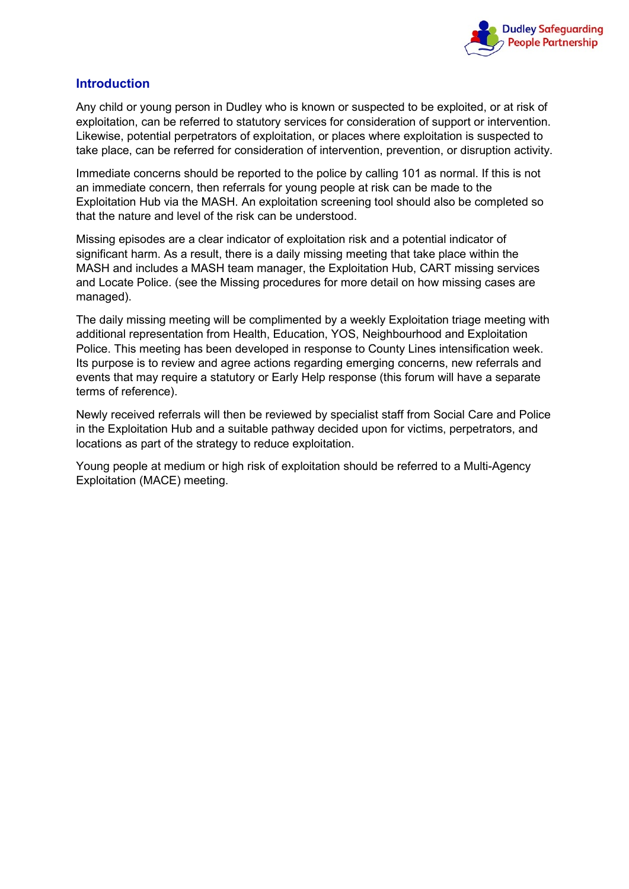## Introduction

Any child or young person in Dudley who is known or suspected to be exploited, or at risk of exploitation, can be referred to statutory services for consideration of support or intervention. Likewise, potential perpetrators of exploitation, or places where exploitation is suspected to take place, can be referred for consideration of intervention, prevention, or disruption activity.

Immediate concerns should be reported to the police by calling 101 as normal. If this is not an immediate concern, then referrals for young people at risk can be made to the Exploitation Hub via the MASH. An exploitation screening tool should also be completed so that the nature and level of the risk can be understood.

Missing episodes are a clear indicator of exploitation risk and a potential indicator of significant harm. As a result, there is a daily missing meeting that take place within the MASH and includes a MASH team manager, the Exploitation Hub, CART missing services and Locate Police. (see the Missing procedures for more detail on how missing cases are managed).

The daily missing meeting will be complimented by a weekly Exploitation triage meeting with additional representation from Health, Education, YOS, Neighbourhood and Exploitation Police. This meeting has been developed in response to County Lines intensification week. Its purpose is to review and agree actions regarding emerging concerns, new referrals and events that may require a statutory or Early Help response (this forum will have a separate terms of reference).

Newly received referrals will then be reviewed by specialist staff from Social Care and Police in the Exploitation Hub and a suitable pathway decided upon for victims, perpetrators, and locations as part of the strategy to reduce exploitation.

Young people at medium or high risk of exploitation should be referred to a Multi-Agency Exploitation (MACE) meeting.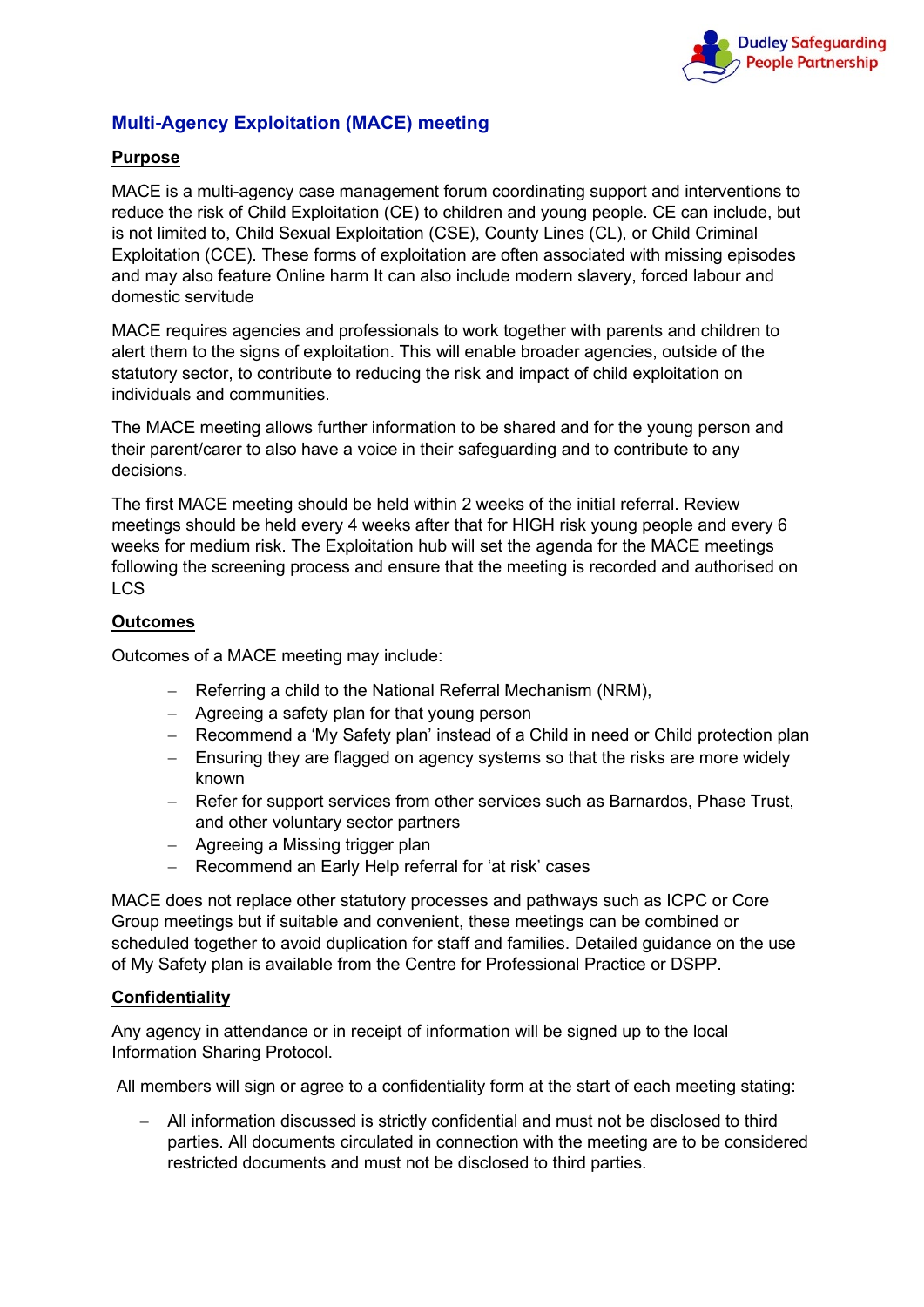## Multi-Agency Exploitation (MACE) meeting

### Purpose

MACE is a multi-agency case management forum coordinating support and interventions to reduce the risk of Child Exploitation (CE) to children and young people. CE can include, but is not limited to, Child Sexual Exploitation (CSE), County Lines (CL), or Child Criminal Exploitation (CCE). These forms of exploitation are often associated with missing episodes and may also feature Online harm It can also include modern slavery, forced labour and domestic servitude

MACE requires agencies and professionals to work together with parents and children to alert them to the signs of exploitation. This will enable broader agencies, outside of the statutory sector, to contribute to reducing the risk and impact of child exploitation on individuals and communities.

The MACE meeting allows further information to be shared and for the young person and their parent/carer to also have a voice in their safeguarding and to contribute to any decisions.

The first MACE meeting should be held within 2 weeks of the initial referral. Review meetings should be held every 4 weeks after that for HIGH risk young people and every 6 weeks for medium risk. The Exploitation hub will set the agenda for the MACE meetings following the screening process and ensure that the meeting is recorded and authorised on LCS

### Outcomes

Outcomes of a MACE meeting may include:

- Referring a child to the National Referral Mechanism (NRM),
- Agreeing a safety plan for that young person
- Recommend a 'My Safety plan' instead of a Child in need or Child protection plan
- Ensuring they are flagged on agency systems so that the risks are more widely known
- Refer for support services from other services such as Barnardos, Phase Trust, and other voluntary sector partners
- Agreeing a Missing trigger plan
- Recommend an Early Help referral for 'at risk' cases

MACE does not replace other statutory processes and pathways such as ICPC or Core Group meetings but if suitable and convenient, these meetings can be combined or scheduled together to avoid duplication for staff and families. Detailed guidance on the use of My Safety plan is available from the Centre for Professional Practice or DSPP.

### Confidentiality

Any agency in attendance or in receipt of information will be signed up to the local Information Sharing Protocol.

All members will sign or agree to a confidentiality form at the start of each meeting stating:

- All information discussed is strictly confidential and must not be disclosed to third parties. All documents circulated in connection with the meeting are to be considered restricted documents and must not be disclosed to third parties.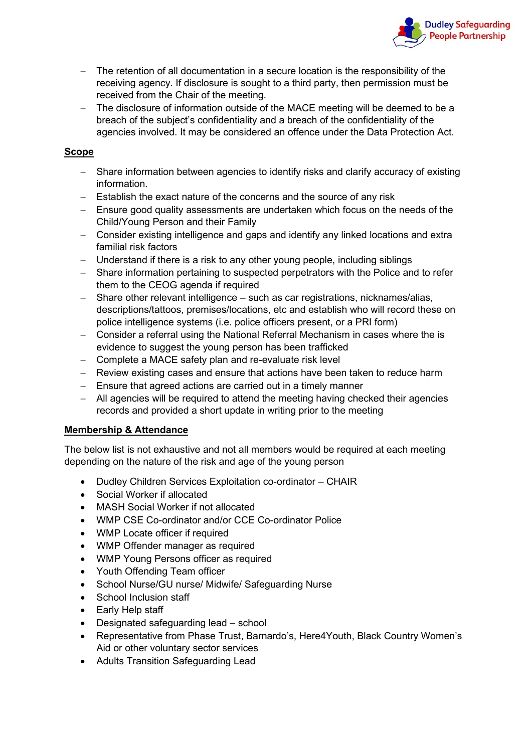- The retention of all documentation in a secure location is the responsibility of the receiving agency. If disclosure is sought to a third party, then permission must be received from the Chair of the meeting.
- The disclosure of information outside of the MACE meeting will be deemed to be a breach of the subject's confidentiality and a breach of the confidentiality of the agencies involved. It may be considered an offence under the Data Protection Act.

**<u>Scope</u>**

- Share information between agencies to identify risks and clarify accuracy of existing information.
- Establish the exact nature of the concerns and the source of any risk
- Ensure good quality assessments are undertaken which focus on the needs of the Child/Young Person and their Family
- Consider existing intelligence and gaps and identify any linked locations and extra familial risk factors
- Understand if there is a risk to any other young people, including siblings
- Share information pertaining to suspected perpetrators with the Police and to refer them to the CEOG agenda if required
- Share other relevant intelligence – such as car registrations, nicknames/alias, descriptions/tattoos, premises/locations, etc and establish who will record these on police intelligence systems (i.e. police officers present, or a PRI form)
- Consider a referral using the National Referral Mechanism in cases where the is evidence to suggest the young person has been trafficked
- Complete a MACE safety plan and re-evaluate risk level
- Review existing cases and ensure that actions have been taken to reduce harm
- Ensure that agreed actions are carried out in a timely manner
- All agencies will be required to attend the meeting having checked their agencies records and provided a short update in writing prior to the meeting

**<u>Membership & Attendance</u>**

The below list is not exhaustive and not all members would be required at each meeting depending on the nature of the risk and age of the young person

- Dudley Children Services Exploitation co-ordinator – CHAIR
- Social Worker if allocated
- MASH Social Worker if not allocated
- WMP CSE Co-ordinator and/or CCE Co-ordinator Police
- WMP Locate officer if required
- WMP Offender manager as required
- WMP Young Persons officer as required
- Youth Offending Team officer
- School Nurse/GU nurse/ Midwife/ Safeguarding Nurse
- School Inclusion staff
- Early Help staff
- Designated safeguarding lead – school
- Representative from Phase Trust, Barnardo's, Here4Youth, Black Country Women's Aid or other voluntary sector services
- Adults Transition Safeguarding Lead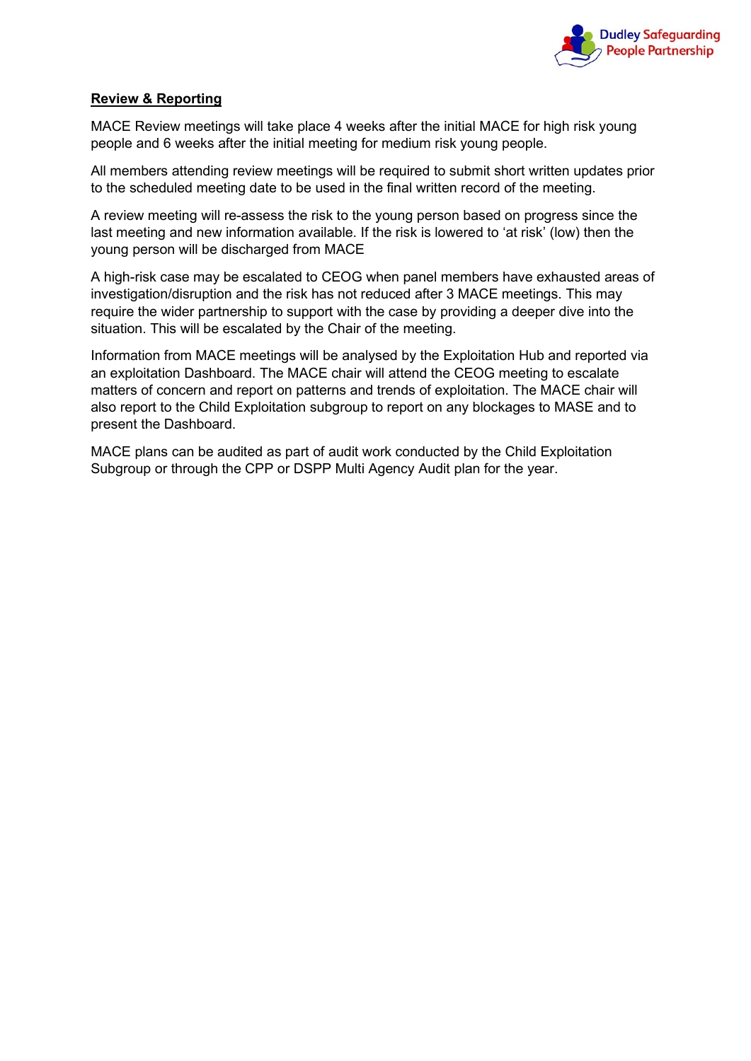**Review & Reporting**

MACE Review meetings will take place 4 weeks after the initial MACE for high risk young people and 6 weeks after the initial meeting for medium risk young people.

All members attending review meetings will be required to submit short written updates prior to the scheduled meeting date to be used in the final written record of the meeting.

A review meeting will re-assess the risk to the young person based on progress since the last meeting and new information available. If the risk is lowered to 'at risk' (low) then the young person will be discharged from MACE

A high-risk case may be escalated to CEOG when panel members have exhausted areas of investigation/disruption and the risk has not reduced after 3 MACE meetings. This may require the wider partnership to support with the case by providing a deeper dive into the situation. This will be escalated by the Chair of the meeting.

Information from MACE meetings will be analysed by the Exploitation Hub and reported via an exploitation Dashboard. The MACE chair will attend the CEOG meeting to escalate matters of concern and report on patterns and trends of exploitation. The MACE chair will also report to the Child Exploitation subgroup to report on any blockages to MASE and to present the Dashboard.

MACE plans can be audited as part of audit work conducted by the Child Exploitation Subgroup or through the CPP or DSPP Multi Agency Audit plan for the year.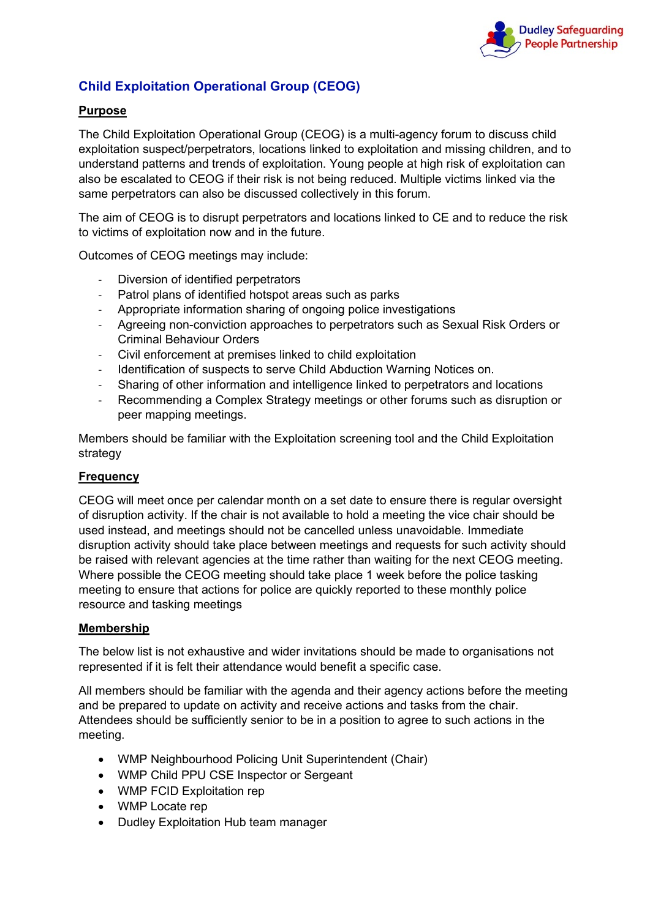## Child Exploitation Operational Group (CEOG)

### Purpose

The Child Exploitation Operational Group (CEOG) is a multi-agency forum to discuss child exploitation suspect/perpetrators, locations linked to exploitation and missing children, and to understand patterns and trends of exploitation. Young people at high risk of exploitation can also be escalated to CEOG if their risk is not being reduced. Multiple victims linked via the same perpetrators can also be discussed collectively in this forum.

The aim of CEOG is to disrupt perpetrators and locations linked to CE and to reduce the risk to victims of exploitation now and in the future.

Outcomes of CEOG meetings may include:

- Diversion of identified perpetrators
- Patrol plans of identified hotspot areas such as parks
- Appropriate information sharing of ongoing police investigations
- Agreeing non-conviction approaches to perpetrators such as Sexual Risk Orders or Criminal Behaviour Orders
- Civil enforcement at premises linked to child exploitation
- Identification of suspects to serve Child Abduction Warning Notices on.
- Sharing of other information and intelligence linked to perpetrators and locations
- Recommending a Complex Strategy meetings or other forums such as disruption or peer mapping meetings.

Members should be familiar with the Exploitation screening tool and the Child Exploitation strategy

### Frequency

CEOG will meet once per calendar month on a set date to ensure there is regular oversight of disruption activity. If the chair is not available to hold a meeting the vice chair should be used instead, and meetings should not be cancelled unless unavoidable. Immediate disruption activity should take place between meetings and requests for such activity should be raised with relevant agencies at the time rather than waiting for the next CEOG meeting. Where possible the CEOG meeting should take place 1 week before the police tasking meeting to ensure that actions for police are quickly reported to these monthly police resource and tasking meetings

### Membership

The below list is not exhaustive and wider invitations should be made to organisations not represented if it is felt their attendance would benefit a specific case.

All members should be familiar with the agenda and their agency actions before the meeting and be prepared to update on activity and receive actions and tasks from the chair. Attendees should be sufficiently senior to be in a position to agree to such actions in the meeting.

- WMP Neighbourhood Policing Unit Superintendent (Chair)
- WMP Child PPU CSE Inspector or Sergeant
- WMP FCID Exploitation rep
- WMP Locate rep
- Dudley Exploitation Hub team manager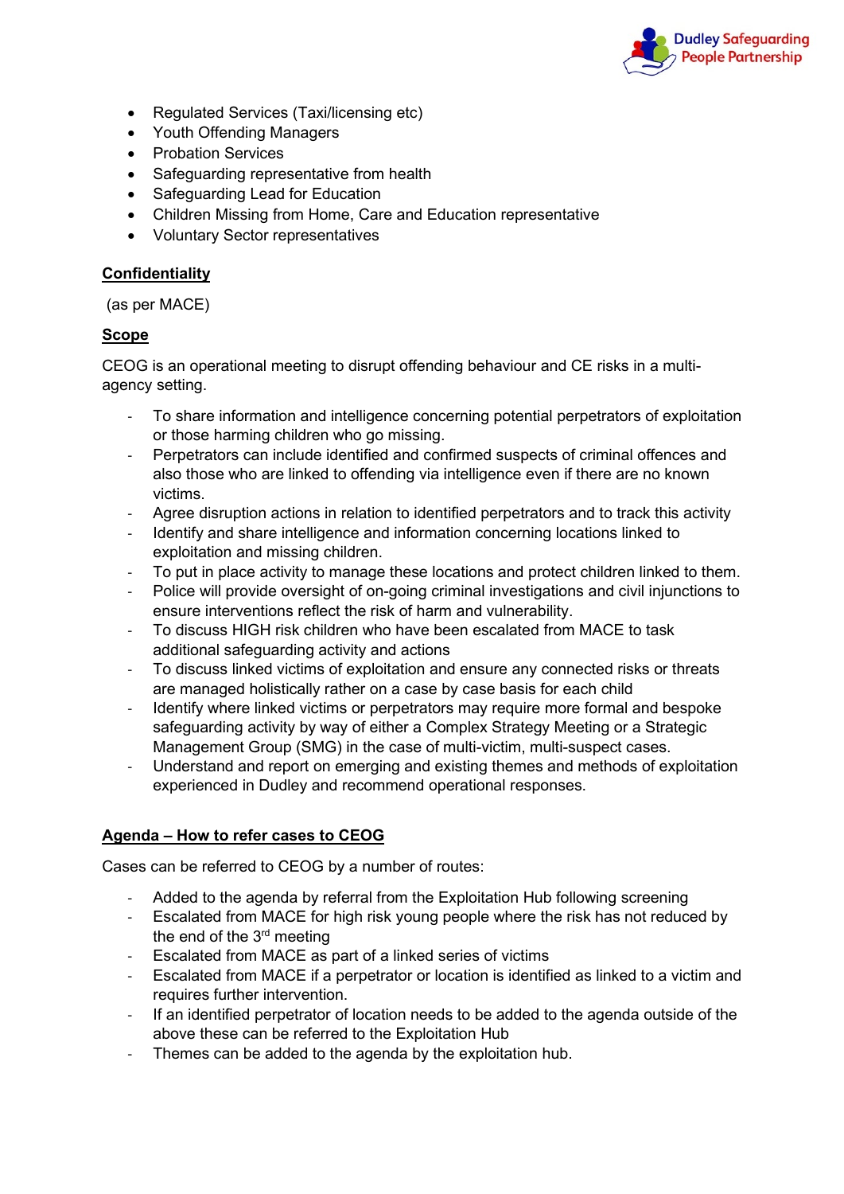- Regulated Services (Taxi/licensing etc)
- Youth Offending Managers
- Probation Services
- Safeguarding representative from health
- Safeguarding Lead for Education
- Children Missing from Home, Care and Education representative
- Voluntary Sector representatives

## Confidentiality

(as per MACE)

## Scope

CEOG is an operational meeting to disrupt offending behaviour and CE risks in a multi-agency setting.

- To share information and intelligence concerning potential perpetrators of exploitation or those harming children who go missing.
- Perpetrators can include identified and confirmed suspects of criminal offences and also those who are linked to offending via intelligence even if there are no known victims.
- Agree disruption actions in relation to identified perpetrators and to track this activity
- Identify and share intelligence and information concerning locations linked to exploitation and missing children.
- To put in place activity to manage these locations and protect children linked to them.
- Police will provide oversight of on-going criminal investigations and civil injunctions to ensure interventions reflect the risk of harm and vulnerability.
- To discuss HIGH risk children who have been escalated from MACE to task additional safeguarding activity and actions
- To discuss linked victims of exploitation and ensure any connected risks or threats are managed holistically rather on a case by case basis for each child
- Identify where linked victims or perpetrators may require more formal and bespoke safeguarding activity by way of either a Complex Strategy Meeting or a Strategic Management Group (SMG) in the case of multi-victim, multi-suspect cases.
- Understand and report on emerging and existing themes and methods of exploitation experienced in Dudley and recommend operational responses.

## Agenda – How to refer cases to CEOG

Cases can be referred to CEOG by a number of routes:

- Added to the agenda by referral from the Exploitation Hub following screening
- Escalated from MACE for high risk young people where the risk has not reduced by the end of the 3rd meeting
- Escalated from MACE as part of a linked series of victims
- Escalated from MACE if a perpetrator or location is identified as linked to a victim and requires further intervention.
- If an identified perpetrator of location needs to be added to the agenda outside of the above these can be referred to the Exploitation Hub
- Themes can be added to the agenda by the exploitation hub.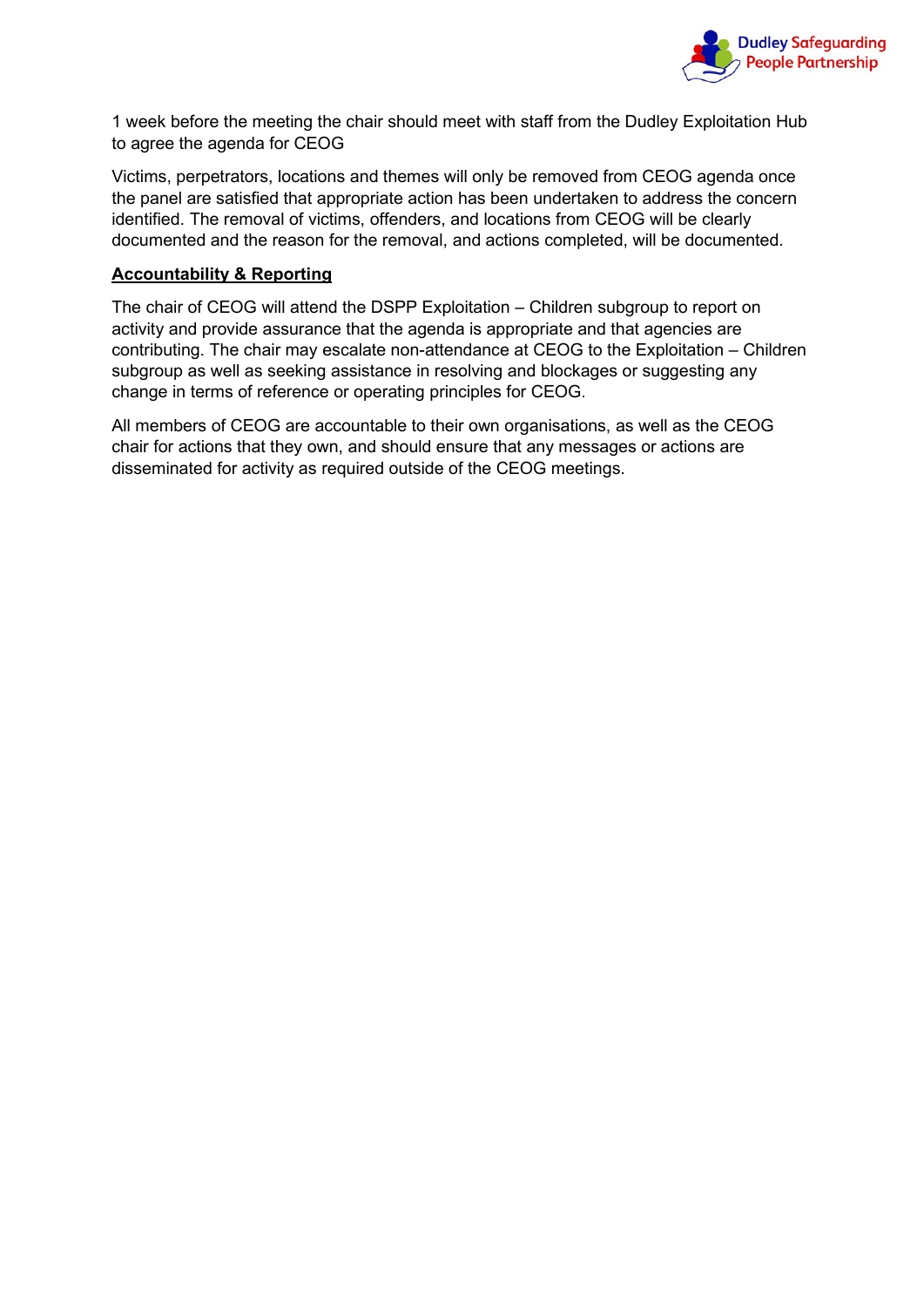1 week before the meeting the chair should meet with staff from the Dudley Exploitation Hub to agree the agenda for CEOG

Victims, perpetrators, locations and themes will only be removed from CEOG agenda once the panel are satisfied that appropriate action has been undertaken to address the concern identified. The removal of victims, offenders, and locations from CEOG will be clearly documented and the reason for the removal, and actions completed, will be documented.

**Accountability & Reporting**

The chair of CEOG will attend the DSPP Exploitation – Children subgroup to report on activity and provide assurance that the agenda is appropriate and that agencies are contributing. The chair may escalate non-attendance at CEOG to the Exploitation – Children subgroup as well as seeking assistance in resolving and blockages or suggesting any change in terms of reference or operating principles for CEOG.

All members of CEOG are accountable to their own organisations, as well as the CEOG chair for actions that they own, and should ensure that any messages or actions are disseminated for activity as required outside of the CEOG meetings.